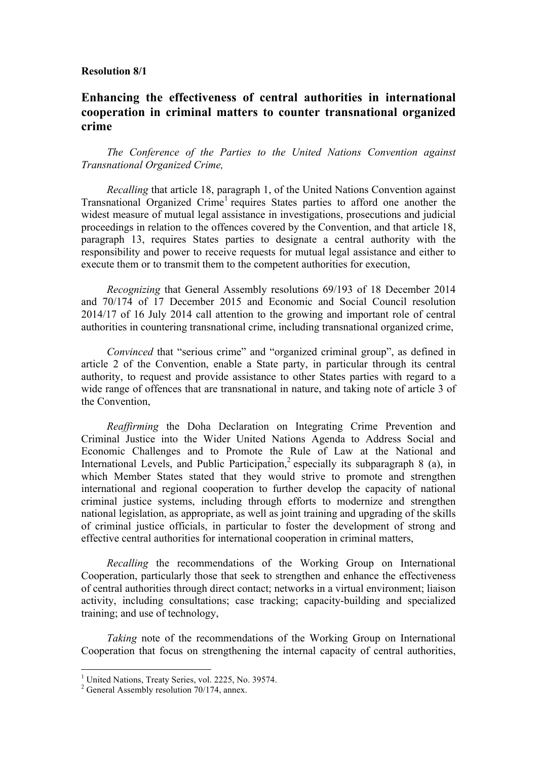**Resolution 8/1**

## Enhancing the effectiveness of central authorities in international cooperation in criminal matters to counter transnational organized crime

*The Conference of the Parties to the United Nations Convention against Transnational Organized Crime,*

*Recalling* that article 18, paragraph 1, of the United Nations Convention against Transnational Organized Crime[1] requires States parties to afford one another the widest measure of mutual legal assistance in investigations, prosecutions and judicial proceedings in relation to the offences covered by the Convention, and that article 18, paragraph 13, requires States parties to designate a central authority with the responsibility and power to receive requests for mutual legal assistance and either to execute them or to transmit them to the competent authorities for execution,

*Recognizing* that General Assembly resolutions 69/193 of 18 December 2014 and 70/174 of 17 December 2015 and Economic and Social Council resolution 2014/17 of 16 July 2014 call attention to the growing and important role of central authorities in countering transnational crime, including transnational organized crime,

*Convinced* that "serious crime" and "organized criminal group", as defined in article 2 of the Convention, enable a State party, in particular through its central authority, to request and provide assistance to other States parties with regard to a wide range of offences that are transnational in nature, and taking note of article 3 of the Convention,

*Reaffirming* the Doha Declaration on Integrating Crime Prevention and Criminal Justice into the Wider United Nations Agenda to Address Social and Economic Challenges and to Promote the Rule of Law at the National and International Levels, and Public Participation,[2] especially its subparagraph 8 (a), in which Member States stated that they would strive to promote and strengthen international and regional cooperation to further develop the capacity of national criminal justice systems, including through efforts to modernize and strengthen national legislation, as appropriate, as well as joint training and upgrading of the skills of criminal justice officials, in particular to foster the development of strong and effective central authorities for international cooperation in criminal matters,

*Recalling* the recommendations of the Working Group on International Cooperation, particularly those that seek to strengthen and enhance the effectiveness of central authorities through direct contact; networks in a virtual environment; liaison activity, including consultations; case tracking; capacity-building and specialized training; and use of technology,

*Taking* note of the recommendations of the Working Group on International Cooperation that focus on strengthening the internal capacity of central authorities,

---

[1] United Nations, Treaty Series, vol. 2225, No. 39574.

[2] General Assembly resolution 70/174, annex.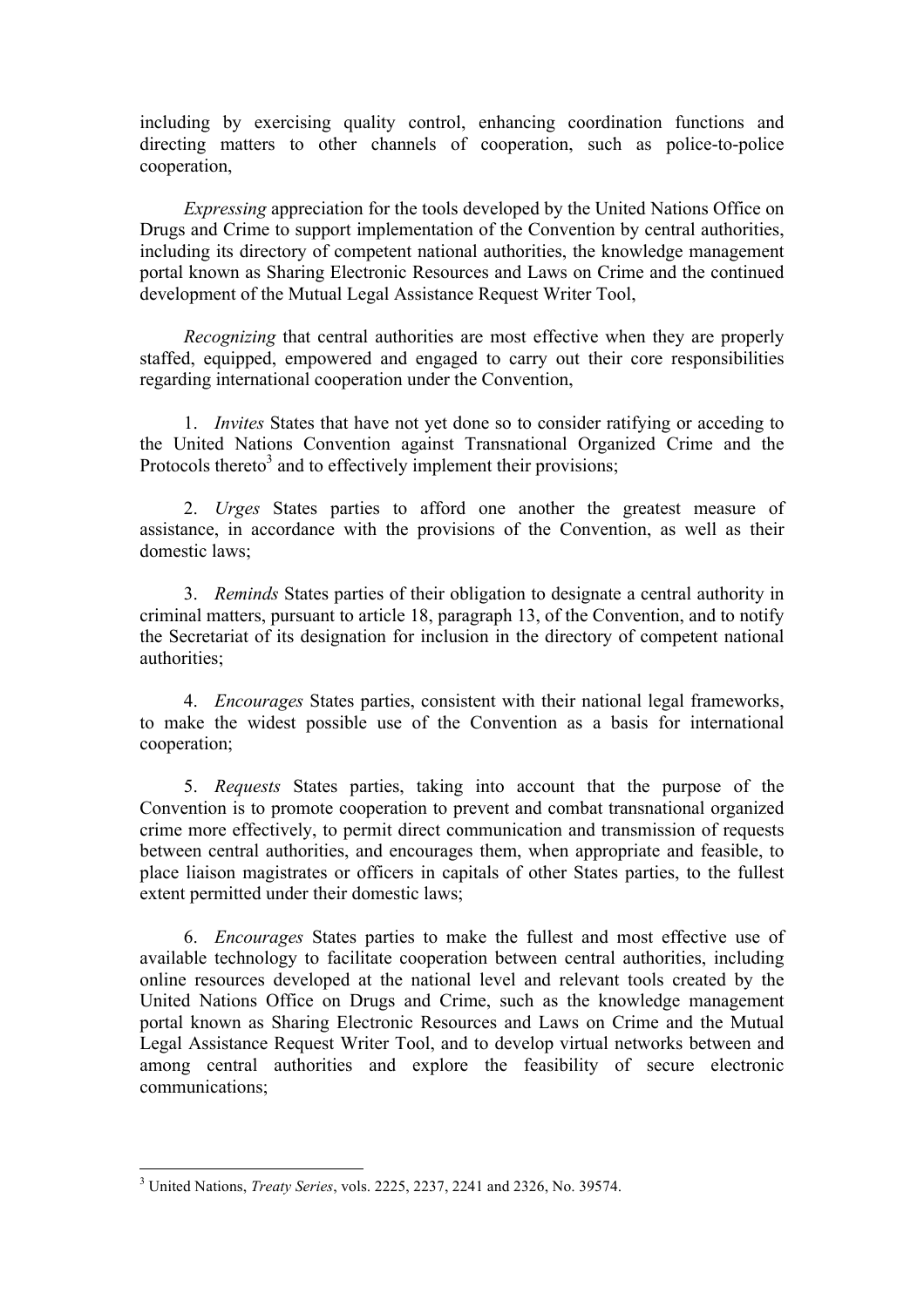including by exercising quality control, enhancing coordination functions and directing matters to other channels of cooperation, such as police-to-police cooperation,

*Expressing* appreciation for the tools developed by the United Nations Office on Drugs and Crime to support implementation of the Convention by central authorities, including its directory of competent national authorities, the knowledge management portal known as Sharing Electronic Resources and Laws on Crime and the continued development of the Mutual Legal Assistance Request Writer Tool,

*Recognizing* that central authorities are most effective when they are properly staffed, equipped, empowered and engaged to carry out their core responsibilities regarding international cooperation under the Convention,

1. *Invites* States that have not yet done so to consider ratifying or acceding to the United Nations Convention against Transnational Organized Crime and the Protocols thereto[3] and to effectively implement their provisions;

2. *Urges* States parties to afford one another the greatest measure of assistance, in accordance with the provisions of the Convention, as well as their domestic laws;

3. *Reminds* States parties of their obligation to designate a central authority in criminal matters, pursuant to article 18, paragraph 13, of the Convention, and to notify the Secretariat of its designation for inclusion in the directory of competent national authorities;

4. *Encourages* States parties, consistent with their national legal frameworks, to make the widest possible use of the Convention as a basis for international cooperation;

5. *Requests* States parties, taking into account that the purpose of the Convention is to promote cooperation to prevent and combat transnational organized crime more effectively, to permit direct communication and transmission of requests between central authorities, and encourages them, when appropriate and feasible, to place liaison magistrates or officers in capitals of other States parties, to the fullest extent permitted under their domestic laws;

6. *Encourages* States parties to make the fullest and most effective use of available technology to facilitate cooperation between central authorities, including online resources developed at the national level and relevant tools created by the United Nations Office on Drugs and Crime, such as the knowledge management portal known as Sharing Electronic Resources and Laws on Crime and the Mutual Legal Assistance Request Writer Tool, and to develop virtual networks between and among central authorities and explore the feasibility of secure electronic communications;

---

[3] United Nations, *Treaty Series*, vols. 2225, 2237, 2241 and 2326, No. 39574.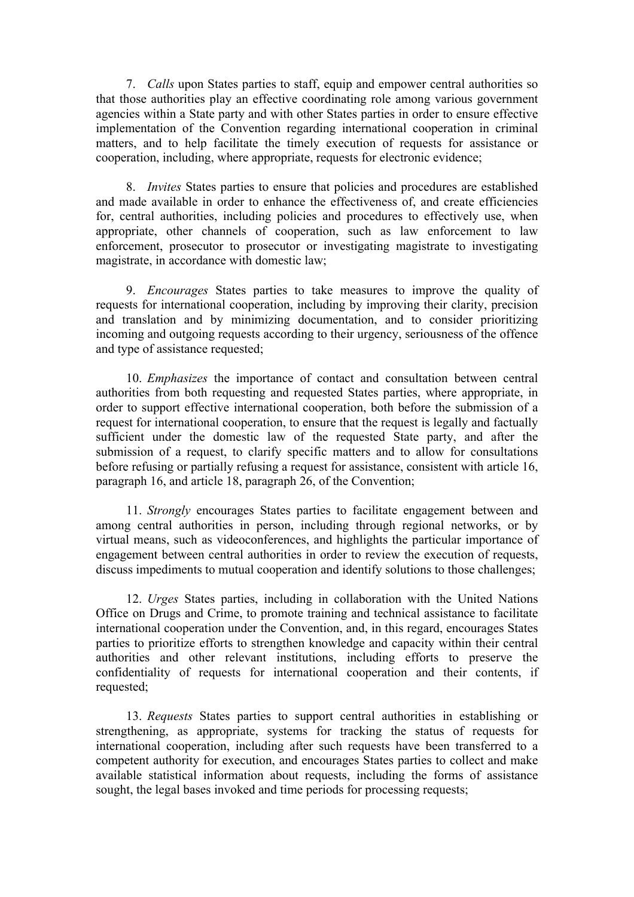7. *Calls* upon States parties to staff, equip and empower central authorities so that those authorities play an effective coordinating role among various government agencies within a State party and with other States parties in order to ensure effective implementation of the Convention regarding international cooperation in criminal matters, and to help facilitate the timely execution of requests for assistance or cooperation, including, where appropriate, requests for electronic evidence;

8. *Invites* States parties to ensure that policies and procedures are established and made available in order to enhance the effectiveness of, and create efficiencies for, central authorities, including policies and procedures to effectively use, when appropriate, other channels of cooperation, such as law enforcement to law enforcement, prosecutor to prosecutor or investigating magistrate to investigating magistrate, in accordance with domestic law;

9. *Encourages* States parties to take measures to improve the quality of requests for international cooperation, including by improving their clarity, precision and translation and by minimizing documentation, and to consider prioritizing incoming and outgoing requests according to their urgency, seriousness of the offence and type of assistance requested;

10. *Emphasizes* the importance of contact and consultation between central authorities from both requesting and requested States parties, where appropriate, in order to support effective international cooperation, both before the submission of a request for international cooperation, to ensure that the request is legally and factually sufficient under the domestic law of the requested State party, and after the submission of a request, to clarify specific matters and to allow for consultations before refusing or partially refusing a request for assistance, consistent with article 16, paragraph 16, and article 18, paragraph 26, of the Convention;

11. *Strongly* encourages States parties to facilitate engagement between and among central authorities in person, including through regional networks, or by virtual means, such as videoconferences, and highlights the particular importance of engagement between central authorities in order to review the execution of requests, discuss impediments to mutual cooperation and identify solutions to those challenges;

12. *Urges* States parties, including in collaboration with the United Nations Office on Drugs and Crime, to promote training and technical assistance to facilitate international cooperation under the Convention, and, in this regard, encourages States parties to prioritize efforts to strengthen knowledge and capacity within their central authorities and other relevant institutions, including efforts to preserve the confidentiality of requests for international cooperation and their contents, if requested;

13. *Requests* States parties to support central authorities in establishing or strengthening, as appropriate, systems for tracking the status of requests for international cooperation, including after such requests have been transferred to a competent authority for execution, and encourages States parties to collect and make available statistical information about requests, including the forms of assistance sought, the legal bases invoked and time periods for processing requests;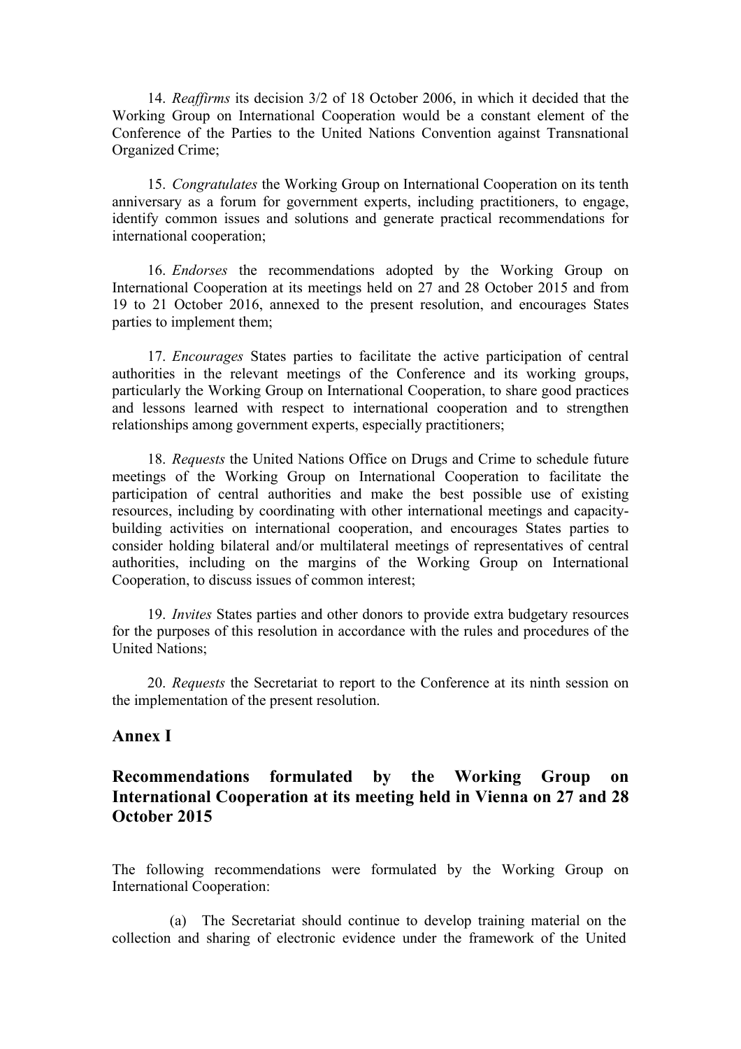14. *Reaffirms* its decision 3/2 of 18 October 2006, in which it decided that the Working Group on International Cooperation would be a constant element of the Conference of the Parties to the United Nations Convention against Transnational Organized Crime;

15. *Congratulates* the Working Group on International Cooperation on its tenth anniversary as a forum for government experts, including practitioners, to engage, identify common issues and solutions and generate practical recommendations for international cooperation;

16. *Endorses* the recommendations adopted by the Working Group on International Cooperation at its meetings held on 27 and 28 October 2015 and from 19 to 21 October 2016, annexed to the present resolution, and encourages States parties to implement them;

17. *Encourages* States parties to facilitate the active participation of central authorities in the relevant meetings of the Conference and its working groups, particularly the Working Group on International Cooperation, to share good practices and lessons learned with respect to international cooperation and to strengthen relationships among government experts, especially practitioners;

18. *Requests* the United Nations Office on Drugs and Crime to schedule future meetings of the Working Group on International Cooperation to facilitate the participation of central authorities and make the best possible use of existing resources, including by coordinating with other international meetings and capacity-building activities on international cooperation, and encourages States parties to consider holding bilateral and/or multilateral meetings of representatives of central authorities, including on the margins of the Working Group on International Cooperation, to discuss issues of common interest;

19. *Invites* States parties and other donors to provide extra budgetary resources for the purposes of this resolution in accordance with the rules and procedures of the United Nations;

20. *Requests* the Secretariat to report to the Conference at its ninth session on the implementation of the present resolution.

## Annex I

## Recommendations formulated by the Working Group on International Cooperation at its meeting held in Vienna on 27 and 28 October 2015

The following recommendations were formulated by the Working Group on International Cooperation:

(a) The Secretariat should continue to develop training material on the collection and sharing of electronic evidence under the framework of the United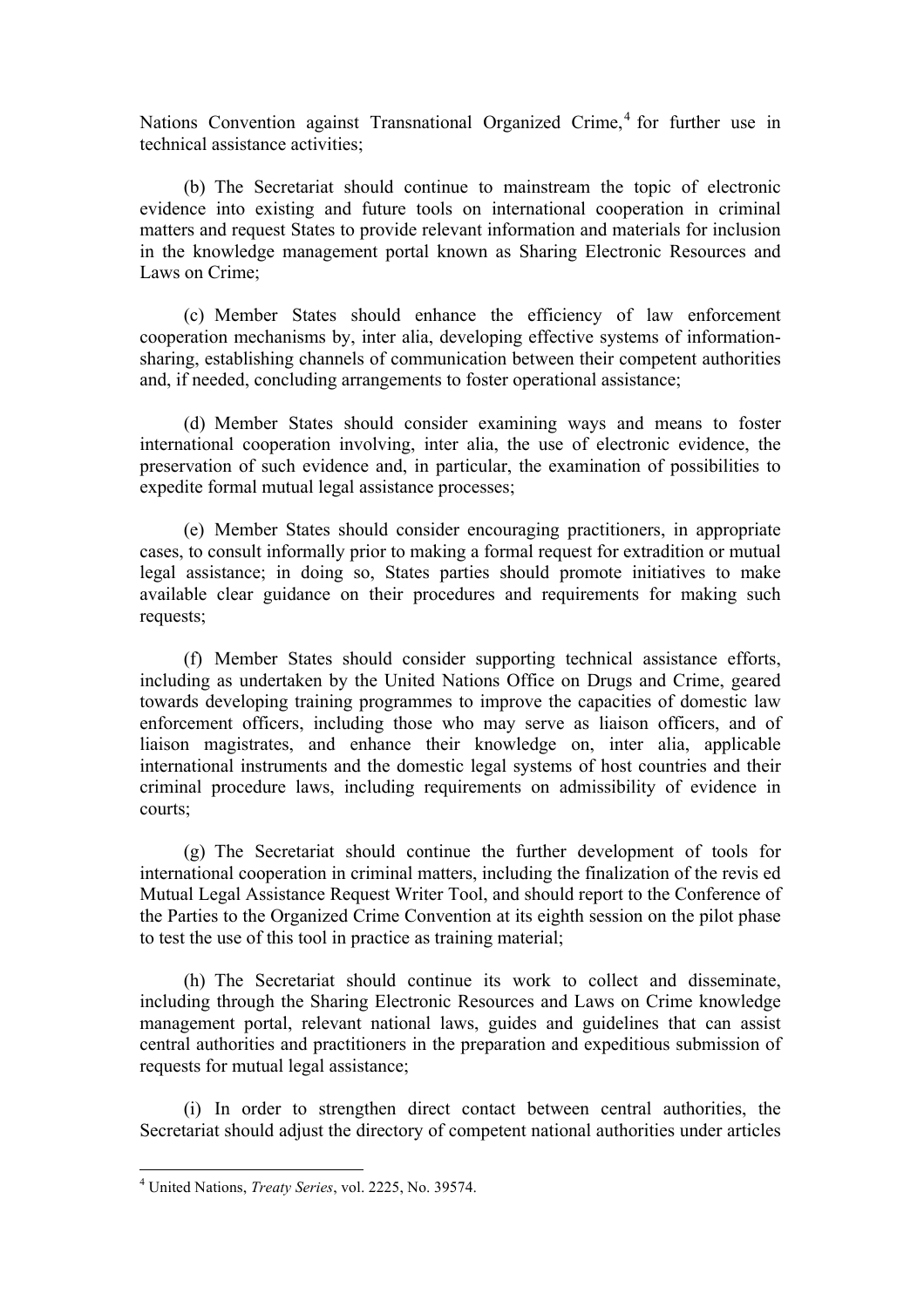Nations Convention against Transnational Organized Crime,[4] for further use in technical assistance activities;

(b) The Secretariat should continue to mainstream the topic of electronic evidence into existing and future tools on international cooperation in criminal matters and request States to provide relevant information and materials for inclusion in the knowledge management portal known as Sharing Electronic Resources and Laws on Crime;

(c) Member States should enhance the efficiency of law enforcement cooperation mechanisms by, inter alia, developing effective systems of information-sharing, establishing channels of communication between their competent authorities and, if needed, concluding arrangements to foster operational assistance;

(d) Member States should consider examining ways and means to foster international cooperation involving, inter alia, the use of electronic evidence, the preservation of such evidence and, in particular, the examination of possibilities to expedite formal mutual legal assistance processes;

(e) Member States should consider encouraging practitioners, in appropriate cases, to consult informally prior to making a formal request for extradition or mutual legal assistance; in doing so, States parties should promote initiatives to make available clear guidance on their procedures and requirements for making such requests;

(f) Member States should consider supporting technical assistance efforts, including as undertaken by the United Nations Office on Drugs and Crime, geared towards developing training programmes to improve the capacities of domestic law enforcement officers, including those who may serve as liaison officers, and of liaison magistrates, and enhance their knowledge on, inter alia, applicable international instruments and the domestic legal systems of host countries and their criminal procedure laws, including requirements on admissibility of evidence in courts;

(g) The Secretariat should continue the further development of tools for international cooperation in criminal matters, including the finalization of the revis ed Mutual Legal Assistance Request Writer Tool, and should report to the Conference of the Parties to the Organized Crime Convention at its eighth session on the pilot phase to test the use of this tool in practice as training material;

(h) The Secretariat should continue its work to collect and disseminate, including through the Sharing Electronic Resources and Laws on Crime knowledge management portal, relevant national laws, guides and guidelines that can assist central authorities and practitioners in the preparation and expeditious submission of requests for mutual legal assistance;

(i) In order to strengthen direct contact between central authorities, the Secretariat should adjust the directory of competent national authorities under articles

---

[4] United Nations, *Treaty Series*, vol. 2225, No. 39574.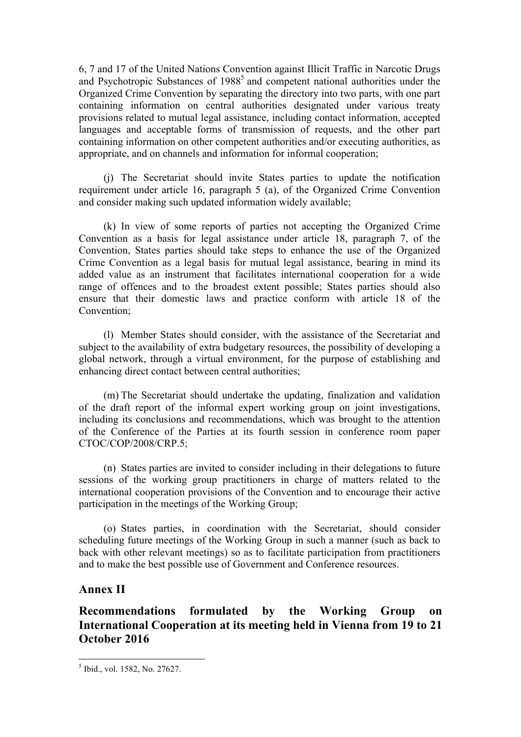6, 7 and 17 of the United Nations Convention against Illicit Traffic in Narcotic Drugs and Psychotropic Substances of 1988[5] and competent national authorities under the Organized Crime Convention by separating the directory into two parts, with one part containing information on central authorities designated under various treaty provisions related to mutual legal assistance, including contact information, accepted languages and acceptable forms of transmission of requests, and the other part containing information on other competent authorities and/or executing authorities, as appropriate, and on channels and information for informal cooperation;

(j) The Secretariat should invite States parties to update the notification requirement under article 16, paragraph 5 (a), of the Organized Crime Convention and consider making such updated information widely available;

(k) In view of some reports of parties not accepting the Organized Crime Convention as a basis for legal assistance under article 18, paragraph 7, of the Convention, States parties should take steps to enhance the use of the Organized Crime Convention as a legal basis for mutual legal assistance, bearing in mind its added value as an instrument that facilitates international cooperation for a wide range of offences and to the broadest extent possible; States parties should also ensure that their domestic laws and practice conform with article 18 of the Convention;

(l) Member States should consider, with the assistance of the Secretariat and subject to the availability of extra budgetary resources, the possibility of developing a global network, through a virtual environment, for the purpose of establishing and enhancing direct contact between central authorities;

(m) The Secretariat should undertake the updating, finalization and validation of the draft report of the informal expert working group on joint investigations, including its conclusions and recommendations, which was brought to the attention of the Conference of the Parties at its fourth session in conference room paper CTOC/COP/2008/CRP.5;

(n) States parties are invited to consider including in their delegations to future sessions of the working group practitioners in charge of matters related to the international cooperation provisions of the Convention and to encourage their active participation in the meetings of the Working Group;

(o) States parties, in coordination with the Secretariat, should consider scheduling future meetings of the Working Group in such a manner (such as back to back with other relevant meetings) so as to facilitate participation from practitioners and to make the best possible use of Government and Conference resources.

## Annex II

## Recommendations formulated by the Working Group on International Cooperation at its meeting held in Vienna from 19 to 21 October 2016

[5] Ibid., vol. 1582, No. 27627.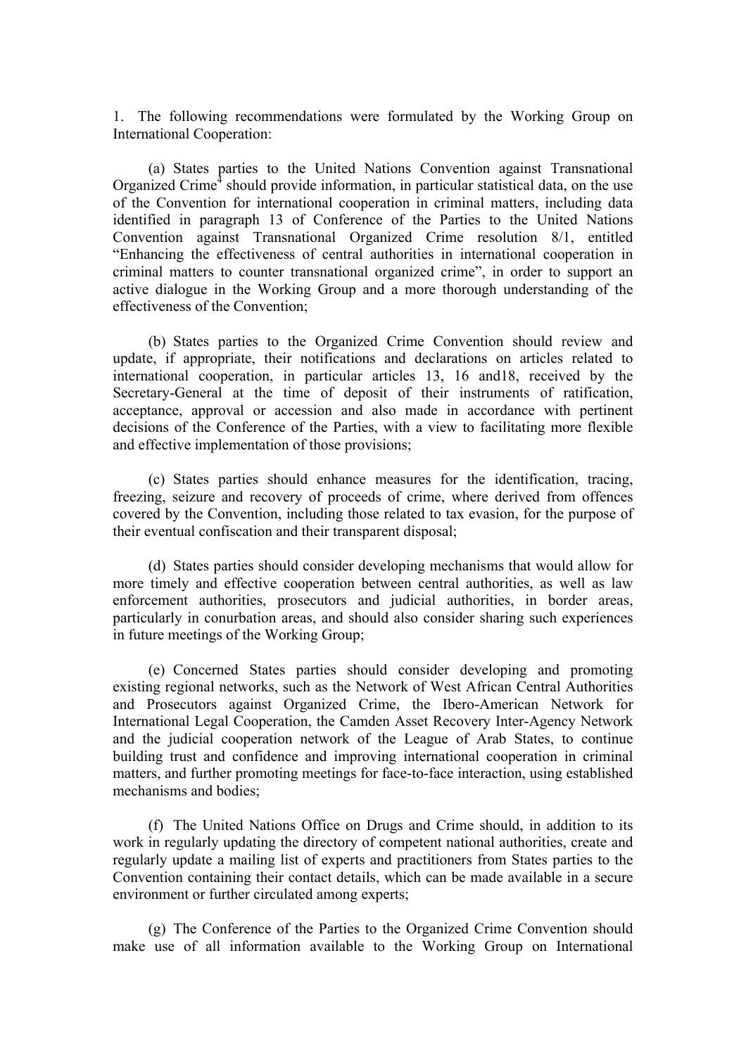1. The following recommendations were formulated by the Working Group on International Cooperation:

(a) States parties to the United Nations Convention against Transnational Organized Crime[4] should provide information, in particular statistical data, on the use of the Convention for international cooperation in criminal matters, including data identified in paragraph 13 of Conference of the Parties to the United Nations Convention against Transnational Organized Crime resolution 8/1, entitled "Enhancing the effectiveness of central authorities in international cooperation in criminal matters to counter transnational organized crime", in order to support an active dialogue in the Working Group and a more thorough understanding of the effectiveness of the Convention;

(b) States parties to the Organized Crime Convention should review and update, if appropriate, their notifications and declarations on articles related to international cooperation, in particular articles 13, 16 and18, received by the Secretary-General at the time of deposit of their instruments of ratification, acceptance, approval or accession and also made in accordance with pertinent decisions of the Conference of the Parties, with a view to facilitating more flexible and effective implementation of those provisions;

(c) States parties should enhance measures for the identification, tracing, freezing, seizure and recovery of proceeds of crime, where derived from offences covered by the Convention, including those related to tax evasion, for the purpose of their eventual confiscation and their transparent disposal;

(d) States parties should consider developing mechanisms that would allow for more timely and effective cooperation between central authorities, as well as law enforcement authorities, prosecutors and judicial authorities, in border areas, particularly in conurbation areas, and should also consider sharing such experiences in future meetings of the Working Group;

(e) Concerned States parties should consider developing and promoting existing regional networks, such as the Network of West African Central Authorities and Prosecutors against Organized Crime, the Ibero-American Network for International Legal Cooperation, the Camden Asset Recovery Inter-Agency Network and the judicial cooperation network of the League of Arab States, to continue building trust and confidence and improving international cooperation in criminal matters, and further promoting meetings for face-to-face interaction, using established mechanisms and bodies;

(f) The United Nations Office on Drugs and Crime should, in addition to its work in regularly updating the directory of competent national authorities, create and regularly update a mailing list of experts and practitioners from States parties to the Convention containing their contact details, which can be made available in a secure environment or further circulated among experts;

(g) The Conference of the Parties to the Organized Crime Convention should make use of all information available to the Working Group on International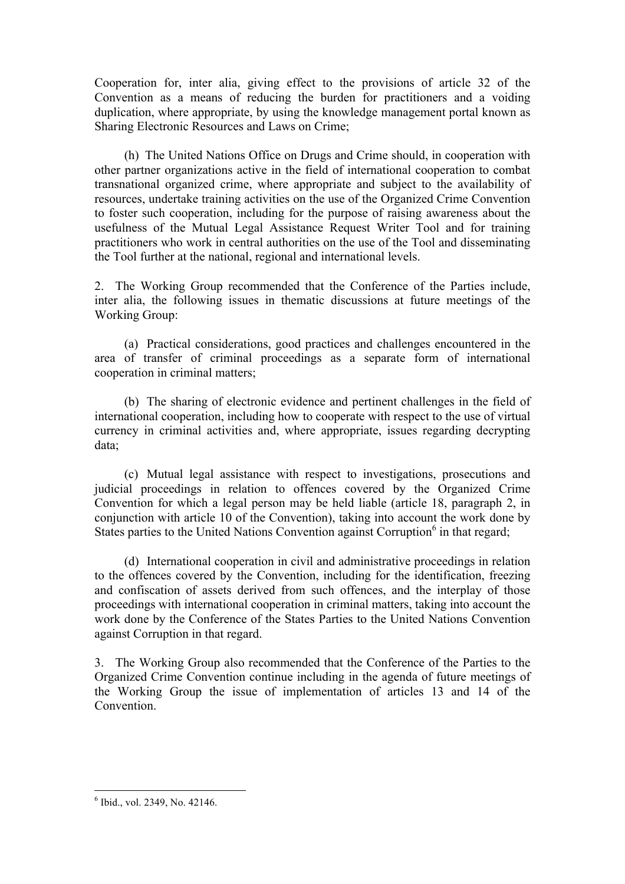Cooperation for, inter alia, giving effect to the provisions of article 32 of the Convention as a means of reducing the burden for practitioners and a voiding duplication, where appropriate, by using the knowledge management portal known as Sharing Electronic Resources and Laws on Crime;

(h) The United Nations Office on Drugs and Crime should, in cooperation with other partner organizations active in the field of international cooperation to combat transnational organized crime, where appropriate and subject to the availability of resources, undertake training activities on the use of the Organized Crime Convention to foster such cooperation, including for the purpose of raising awareness about the usefulness of the Mutual Legal Assistance Request Writer Tool and for training practitioners who work in central authorities on the use of the Tool and disseminating the Tool further at the national, regional and international levels.

2. The Working Group recommended that the Conference of the Parties include, inter alia, the following issues in thematic discussions at future meetings of the Working Group:

(a) Practical considerations, good practices and challenges encountered in the area of transfer of criminal proceedings as a separate form of international cooperation in criminal matters;

(b) The sharing of electronic evidence and pertinent challenges in the field of international cooperation, including how to cooperate with respect to the use of virtual currency in criminal activities and, where appropriate, issues regarding decrypting data;

(c) Mutual legal assistance with respect to investigations, prosecutions and judicial proceedings in relation to offences covered by the Organized Crime Convention for which a legal person may be held liable (article 18, paragraph 2, in conjunction with article 10 of the Convention), taking into account the work done by States parties to the United Nations Convention against Corruption[6] in that regard;

(d) International cooperation in civil and administrative proceedings in relation to the offences covered by the Convention, including for the identification, freezing and confiscation of assets derived from such offences, and the interplay of those proceedings with international cooperation in criminal matters, taking into account the work done by the Conference of the States Parties to the United Nations Convention against Corruption in that regard.

3. The Working Group also recommended that the Conference of the Parties to the Organized Crime Convention continue including in the agenda of future meetings of the Working Group the issue of implementation of articles 13 and 14 of the Convention.

[6] Ibid., vol. 2349, No. 42146.